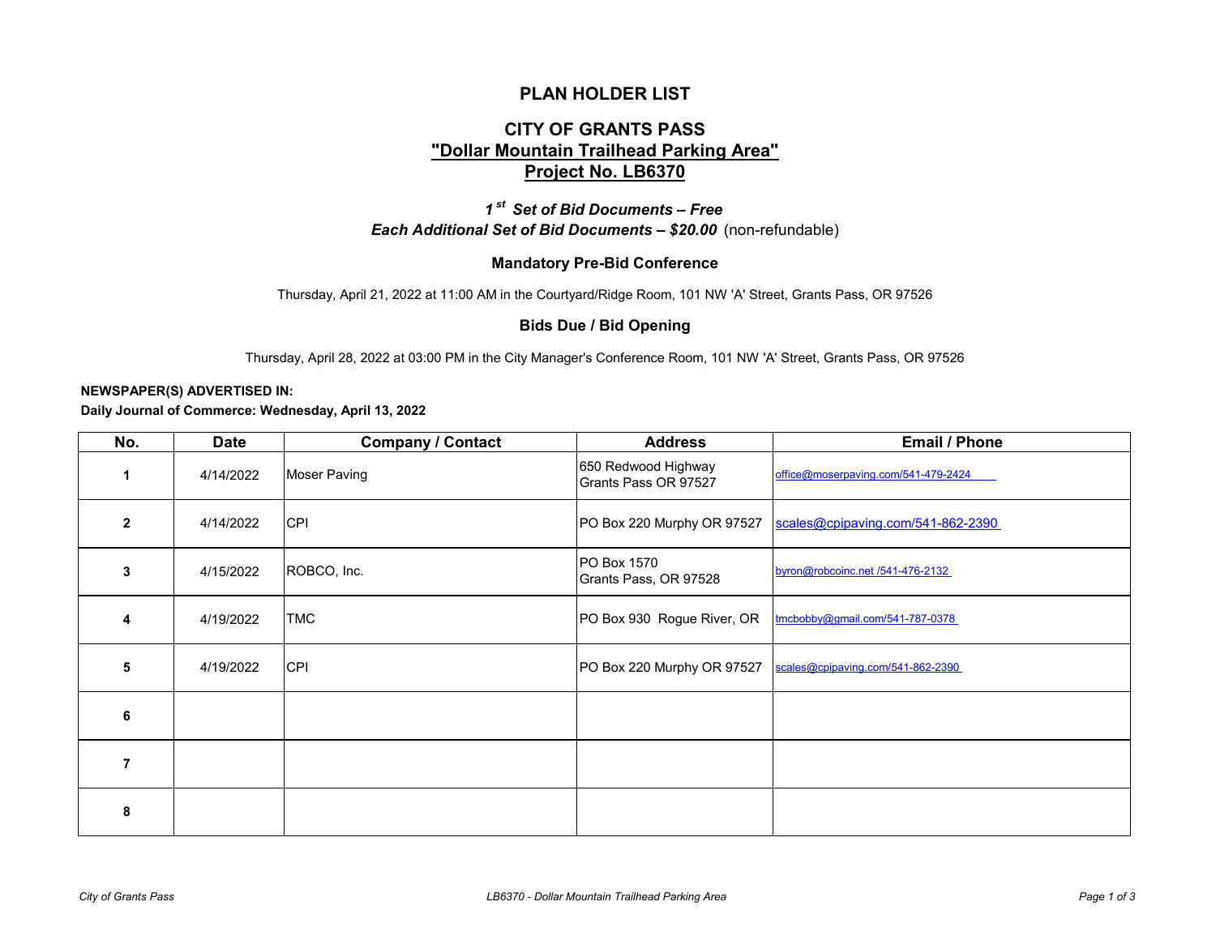# PLAN HOLDER LIST

## CITY OF GRANTS PASS
## "Dollar Mountain Trailhead Parking Area"
## Project No. LB6370

***1[st] Set of Bid Documents – Free***
***Each Additional Set of Bid Documents – $20.00*** (non-refundable)

### Mandatory Pre-Bid Conference

Thursday, April 21, 2022 at 11:00 AM in the Courtyard/Ridge Room, 101 NW 'A' Street, Grants Pass, OR 97526

### Bids Due / Bid Opening

Thursday, April 28, 2022 at 03:00 PM in the City Manager's Conference Room, 101 NW 'A' Street, Grants Pass, OR 97526

**NEWSPAPER(S) ADVERTISED IN:**
**Daily Journal of Commerce: Wednesday, April 13, 2022**

| No. | Date | Company / Contact | Address | Email / Phone |
|---|---|---|---|---|
| 1 | 4/14/2022 | Moser Paving | 650 Redwood Highway Grants Pass OR 97527 | office@moserpaving.com/541-479-2424 |
| 2 | 4/14/2022 | CPI | PO Box 220 Murphy OR 97527 | scales@cpipaving.com/541-862-2390 |
| 3 | 4/15/2022 | ROBCO, Inc. | PO Box 1570 Grants Pass, OR 97528 | byron@robcoinc.net /541-476-2132 |
| 4 | 4/19/2022 | TMC | PO Box 930 Rogue River, OR | tmcbobby@gmail.com/541-787-0378 |
| 5 | 4/19/2022 | CPI | PO Box 220 Murphy OR 97527 | scales@cpipaving.com/541-862-2390 |
| 6 | | | | |
| 7 | | | | |
| 8 | | | | |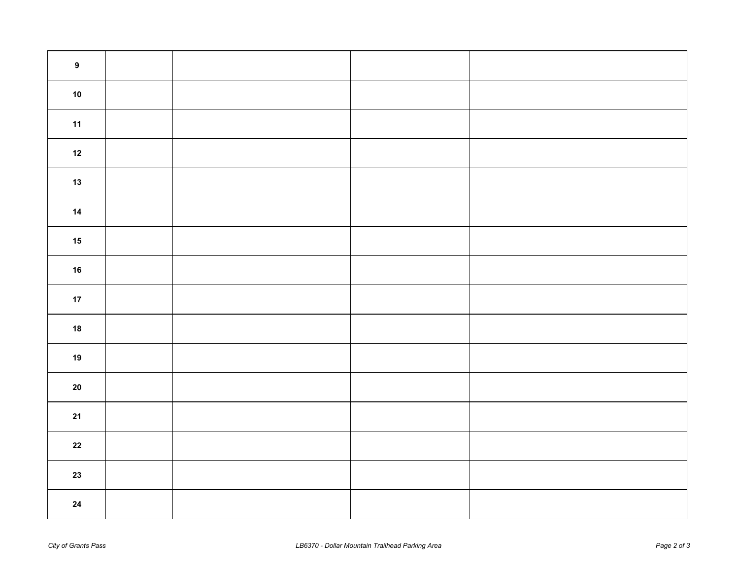| | | | | |
|---|---|---|---|---|
| **9** | | | | |
| **10** | | | | |
| **11** | | | | |
| **12** | | | | |
| **13** | | | | |
| **14** | | | | |
| **15** | | | | |
| **16** | | | | |
| **17** | | | | |
| **18** | | | | |
| **19** | | | | |
| **20** | | | | |
| **21** | | | | |
| **22** | | | | |
| **23** | | | | |
| **24** | | | | |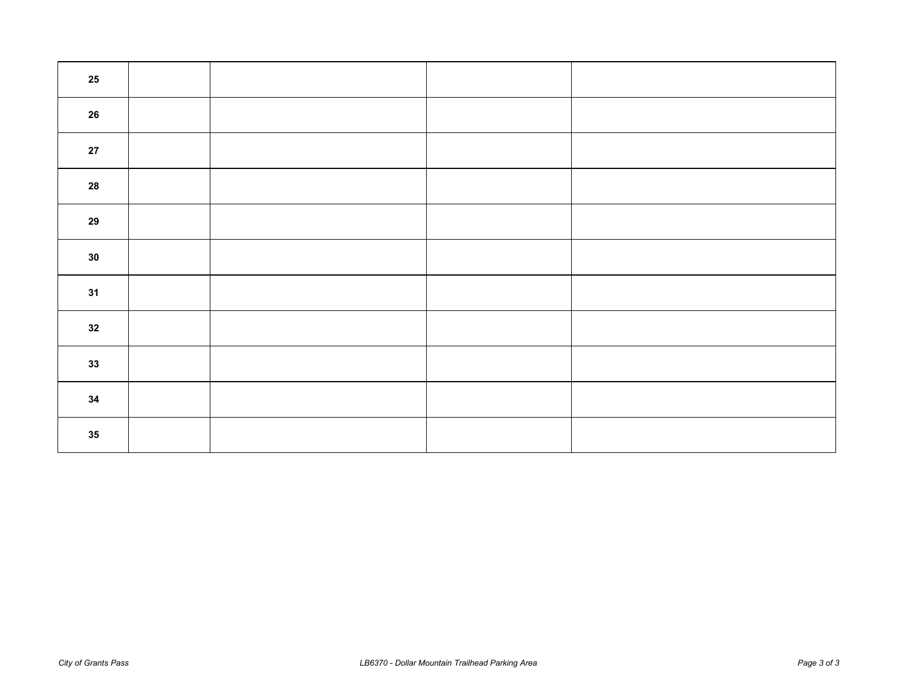| | | | | |
|---|---|---|---|---|
| **25** | | | | |
| **26** | | | | |
| **27** | | | | |
| **28** | | | | |
| **29** | | | | |
| **30** | | | | |
| **31** | | | | |
| **32** | | | | |
| **33** | | | | |
| **34** | | | | |
| **35** | | | | |